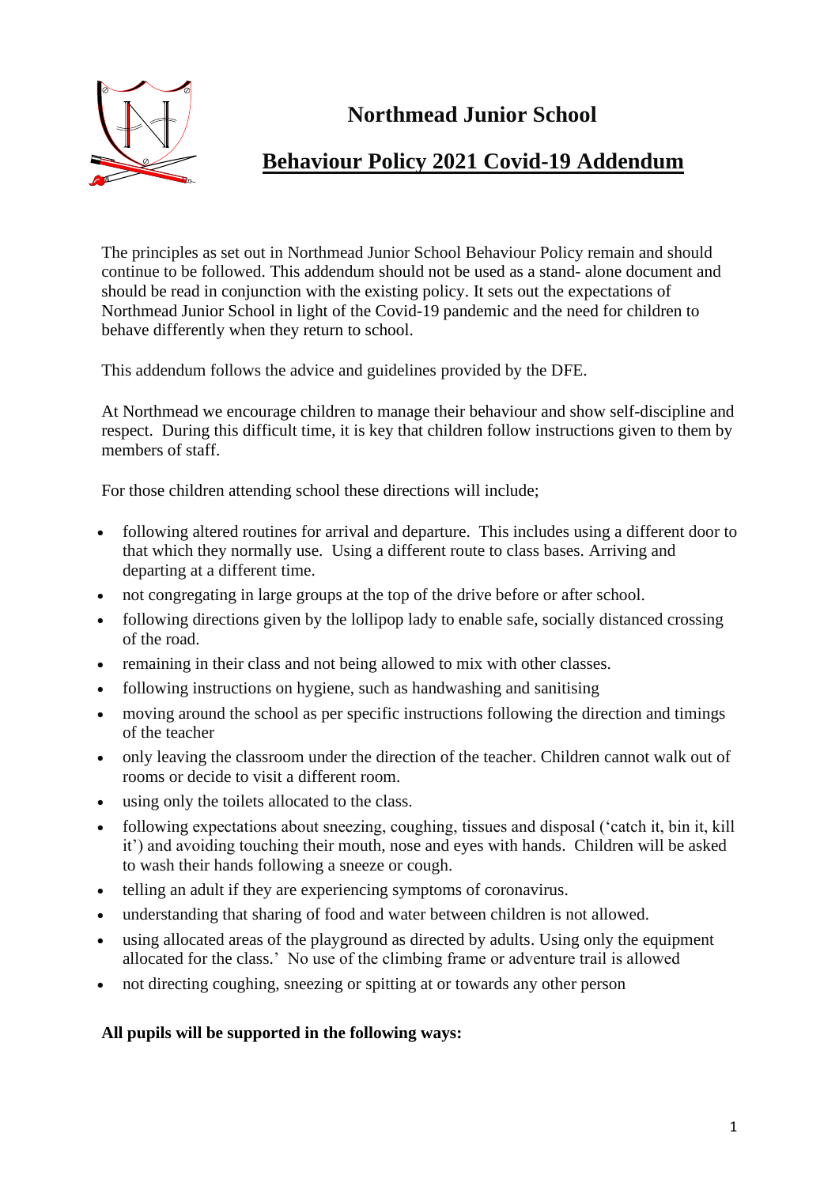# Northmead Junior School

## Behaviour Policy 2021 Covid-19 Addendum

The principles as set out in Northmead Junior School Behaviour Policy remain and should continue to be followed. This addendum should not be used as a stand- alone document and should be read in conjunction with the existing policy. It sets out the expectations of Northmead Junior School in light of the Covid-19 pandemic and the need for children to behave differently when they return to school.

This addendum follows the advice and guidelines provided by the DFE.

At Northmead we encourage children to manage their behaviour and show self-discipline and respect. During this difficult time, it is key that children follow instructions given to them by members of staff.

For those children attending school these directions will include;

- following altered routines for arrival and departure. This includes using a different door to that which they normally use. Using a different route to class bases. Arriving and departing at a different time.
- not congregating in large groups at the top of the drive before or after school.
- following directions given by the lollipop lady to enable safe, socially distanced crossing of the road.
- remaining in their class and not being allowed to mix with other classes.
- following instructions on hygiene, such as handwashing and sanitising
- moving around the school as per specific instructions following the direction and timings of the teacher
- only leaving the classroom under the direction of the teacher. Children cannot walk out of rooms or decide to visit a different room.
- using only the toilets allocated to the class.
- following expectations about sneezing, coughing, tissues and disposal ('catch it, bin it, kill it') and avoiding touching their mouth, nose and eyes with hands. Children will be asked to wash their hands following a sneeze or cough.
- telling an adult if they are experiencing symptoms of coronavirus.
- understanding that sharing of food and water between children is not allowed.
- using allocated areas of the playground as directed by adults. Using only the equipment allocated for the class.' No use of the climbing frame or adventure trail is allowed
- not directing coughing, sneezing or spitting at or towards any other person

**All pupils will be supported in the following ways:**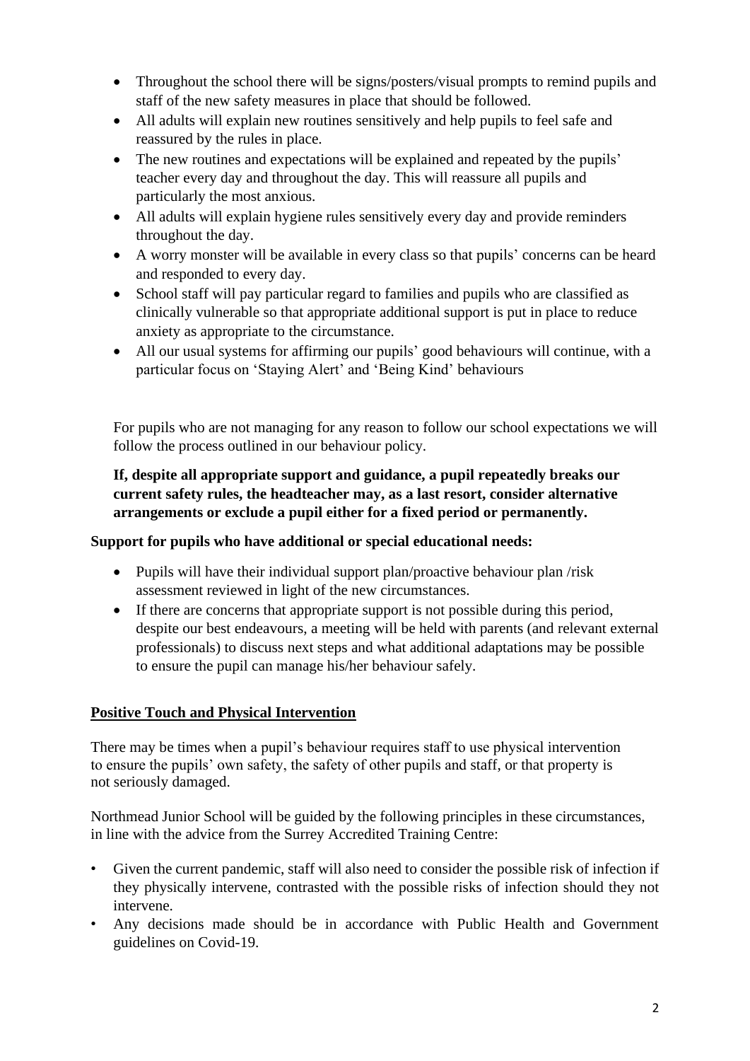- Throughout the school there will be signs/posters/visual prompts to remind pupils and staff of the new safety measures in place that should be followed.
- All adults will explain new routines sensitively and help pupils to feel safe and reassured by the rules in place.
- The new routines and expectations will be explained and repeated by the pupils' teacher every day and throughout the day. This will reassure all pupils and particularly the most anxious.
- All adults will explain hygiene rules sensitively every day and provide reminders throughout the day.
- A worry monster will be available in every class so that pupils' concerns can be heard and responded to every day.
- School staff will pay particular regard to families and pupils who are classified as clinically vulnerable so that appropriate additional support is put in place to reduce anxiety as appropriate to the circumstance.
- All our usual systems for affirming our pupils' good behaviours will continue, with a particular focus on 'Staying Alert' and 'Being Kind' behaviours

For pupils who are not managing for any reason to follow our school expectations we will follow the process outlined in our behaviour policy.

**If, despite all appropriate support and guidance, a pupil repeatedly breaks our current safety rules, the headteacher may, as a last resort, consider alternative arrangements or exclude a pupil either for a fixed period or permanently.**

**Support for pupils who have additional or special educational needs:**

- Pupils will have their individual support plan/proactive behaviour plan /risk assessment reviewed in light of the new circumstances.
- If there are concerns that appropriate support is not possible during this period, despite our best endeavours, a meeting will be held with parents (and relevant external professionals) to discuss next steps and what additional adaptations may be possible to ensure the pupil can manage his/her behaviour safely.

## Positive Touch and Physical Intervention

There may be times when a pupil's behaviour requires staff to use physical intervention to ensure the pupils' own safety, the safety of other pupils and staff, or that property is not seriously damaged.

Northmead Junior School will be guided by the following principles in these circumstances, in line with the advice from the Surrey Accredited Training Centre:

- Given the current pandemic, staff will also need to consider the possible risk of infection if they physically intervene, contrasted with the possible risks of infection should they not intervene.
- Any decisions made should be in accordance with Public Health and Government guidelines on Covid-19.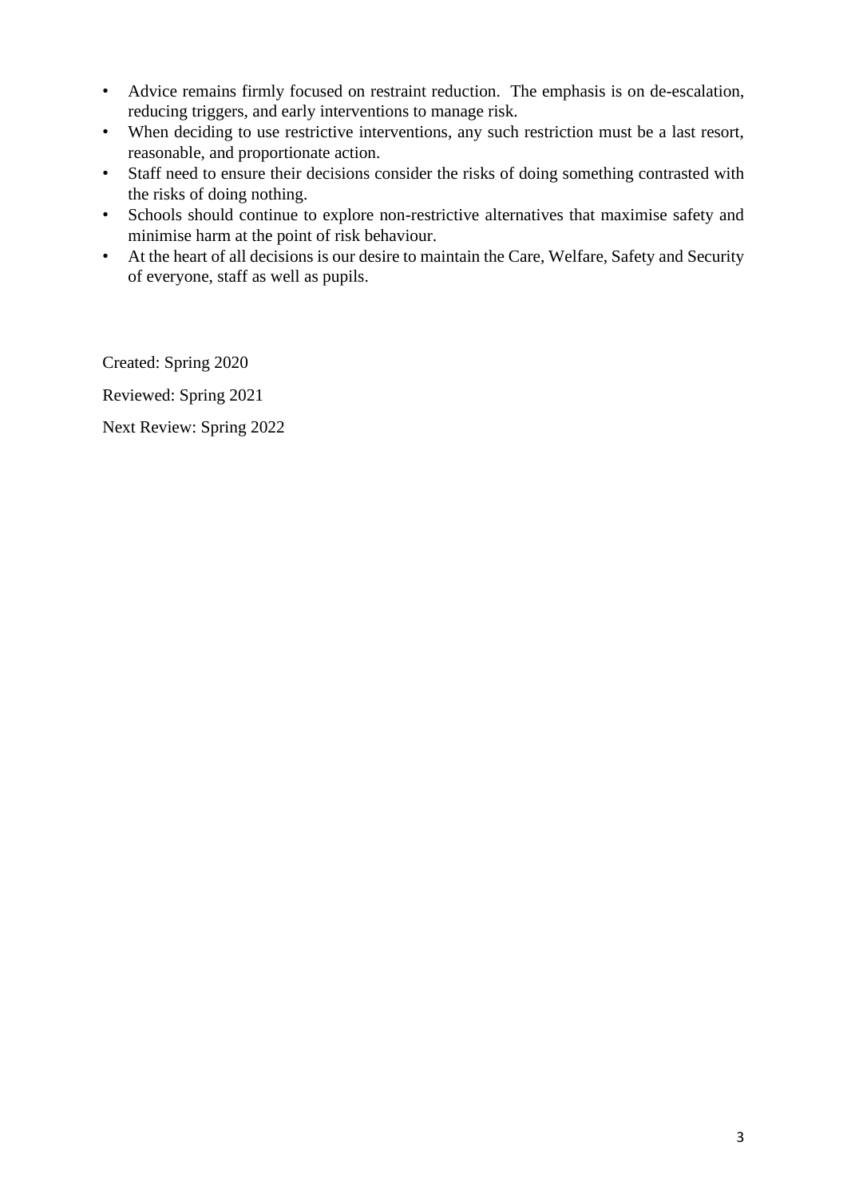- Advice remains firmly focused on restraint reduction. The emphasis is on de-escalation, reducing triggers, and early interventions to manage risk.
- When deciding to use restrictive interventions, any such restriction must be a last resort, reasonable, and proportionate action.
- Staff need to ensure their decisions consider the risks of doing something contrasted with the risks of doing nothing.
- Schools should continue to explore non-restrictive alternatives that maximise safety and minimise harm at the point of risk behaviour.
- At the heart of all decisions is our desire to maintain the Care, Welfare, Safety and Security of everyone, staff as well as pupils.

Created: Spring 2020

Reviewed: Spring 2021

Next Review: Spring 2022